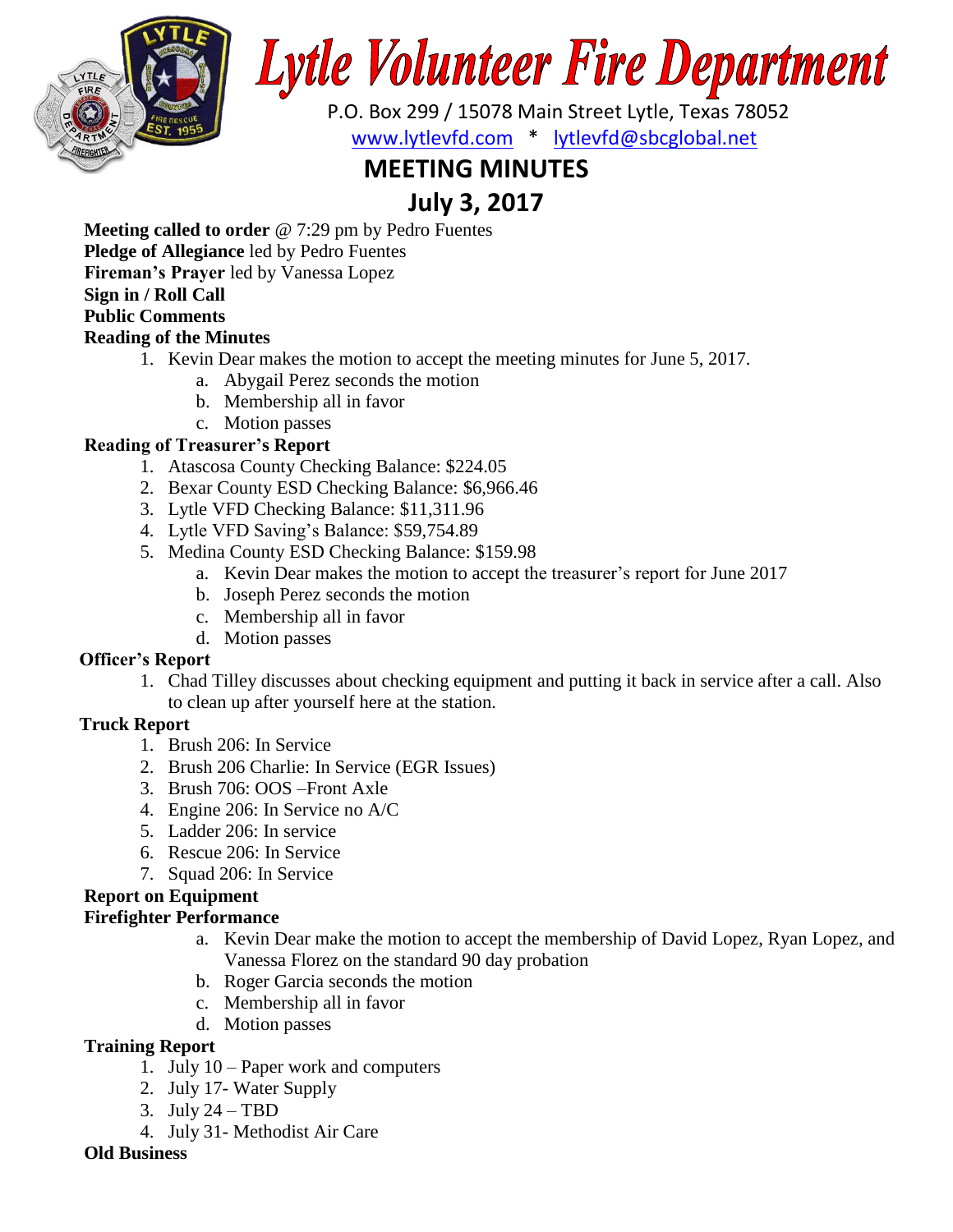# Lytle Volunteer Fire Department

P.O. Box 299 / 15078 Main Street Lytle, Texas 78052

www.lytlevfd.com * lytlevfd@sbcglobal.net

## MEETING MINUTES

## July 3, 2017

**Meeting called to order** @ 7:29 pm by Pedro Fuentes

**Pledge of Allegiance** led by Pedro Fuentes

**Fireman's Prayer** led by Vanessa Lopez

**Sign in / Roll Call**

**Public Comments**

**Reading of the Minutes**

1. Kevin Dear makes the motion to accept the meeting minutes for June 5, 2017.
    a. Abygail Perez seconds the motion
    b. Membership all in favor
    c. Motion passes

**Reading of Treasurer's Report**

1. Atascosa County Checking Balance: $224.05
2. Bexar County ESD Checking Balance: $6,966.46
3. Lytle VFD Checking Balance: $11,311.96
4. Lytle VFD Saving's Balance: $59,754.89
5. Medina County ESD Checking Balance: $159.98
    a. Kevin Dear makes the motion to accept the treasurer's report for June 2017
    b. Joseph Perez seconds the motion
    c. Membership all in favor
    d. Motion passes

**Officer's Report**

1. Chad Tilley discusses about checking equipment and putting it back in service after a call. Also to clean up after yourself here at the station.

**Truck Report**

1. Brush 206: In Service
2. Brush 206 Charlie: In Service (EGR Issues)
3. Brush 706: OOS –Front Axle
4. Engine 206: In Service no A/C
5. Ladder 206: In service
6. Rescue 206: In Service
7. Squad 206: In Service

**Report on Equipment**

**Firefighter Performance**

a. Kevin Dear make the motion to accept the membership of David Lopez, Ryan Lopez, and Vanessa Florez on the standard 90 day probation
b. Roger Garcia seconds the motion
c. Membership all in favor
d. Motion passes

**Training Report**

1. July 10 – Paper work and computers
2. July 17- Water Supply
3. July 24 – TBD
4. July 31- Methodist Air Care

**Old Business**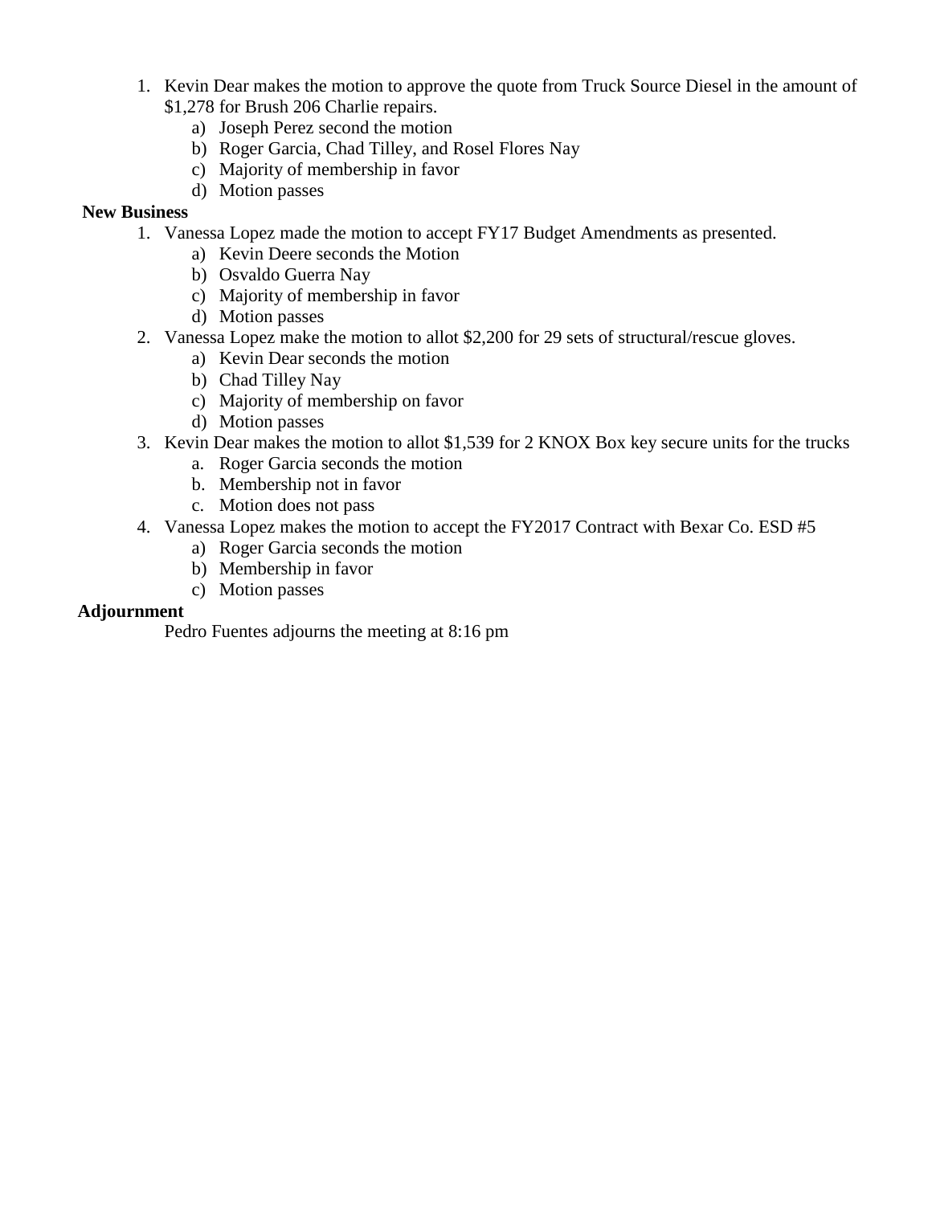1. Kevin Dear makes the motion to approve the quote from Truck Source Diesel in the amount of $1,278 for Brush 206 Charlie repairs.
   a) Joseph Perez second the motion
   b) Roger Garcia, Chad Tilley, and Rosel Flores Nay
   c) Majority of membership in favor
   d) Motion passes

**New Business**

1. Vanessa Lopez made the motion to accept FY17 Budget Amendments as presented.
   a) Kevin Deere seconds the Motion
   b) Osvaldo Guerra Nay
   c) Majority of membership in favor
   d) Motion passes
2. Vanessa Lopez make the motion to allot $2,200 for 29 sets of structural/rescue gloves.
   a) Kevin Dear seconds the motion
   b) Chad Tilley Nay
   c) Majority of membership on favor
   d) Motion passes
3. Kevin Dear makes the motion to allot $1,539 for 2 KNOX Box key secure units for the trucks
   a. Roger Garcia seconds the motion
   b. Membership not in favor
   c. Motion does not pass
4. Vanessa Lopez makes the motion to accept the FY2017 Contract with Bexar Co. ESD #5
   a) Roger Garcia seconds the motion
   b) Membership in favor
   c) Motion passes

**Adjournment**

Pedro Fuentes adjourns the meeting at 8:16 pm